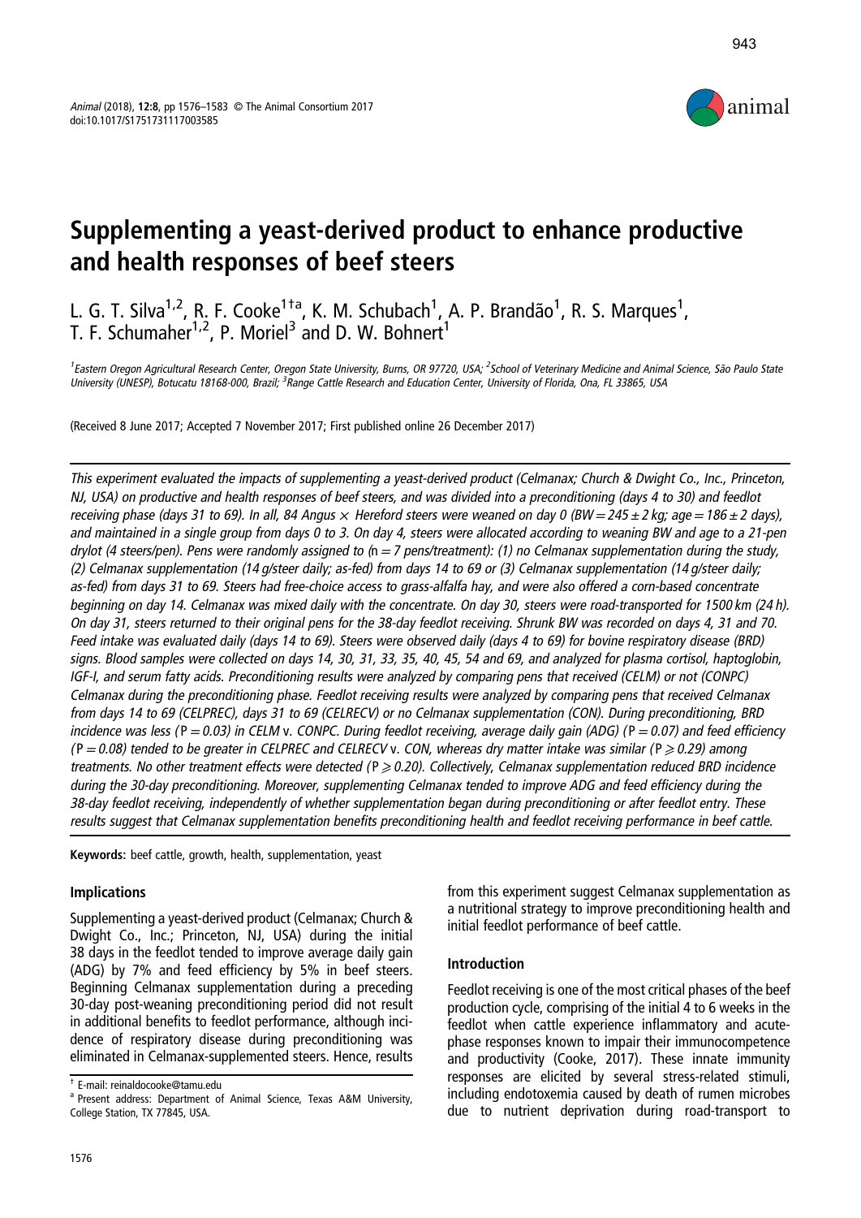# Supplementing a yeast-derived product to enhance productive and health responses of beef steers

L. G. T. Silva[1,2], R. F. Cooke[1†a], K. M. Schubach[1], A. P. Brandão[1], R. S. Marques[1], T. F. Schumaher[1,2], P. Moriel[3] and D. W. Bohnert[1]

[1]Eastern Oregon Agricultural Research Center, Oregon State University, Burns, OR 97720, USA; [2]School of Veterinary Medicine and Animal Science, São Paulo State University (UNESP), Botucatu 18168-000, Brazil; [3]Range Cattle Research and Education Center, University of Florida, Ona, FL 33865, USA

(Received 8 June 2017; Accepted 7 November 2017; First published online 26 December 2017)

*This experiment evaluated the impacts of supplementing a yeast-derived product (Celmanax; Church & Dwight Co., Inc., Princeton, NJ, USA) on productive and health responses of beef steers, and was divided into a preconditioning (days 4 to 30) and feedlot receiving phase (days 31 to 69). In all, 84 Angus × Hereford steers were weaned on day 0 (BW = 245 ± 2 kg; age = 186 ± 2 days), and maintained in a single group from days 0 to 3. On day 4, steers were allocated according to weaning BW and age to a 21-pen drylot (4 steers/pen). Pens were randomly assigned to (n = 7 pens/treatment): (1) no Celmanax supplementation during the study, (2) Celmanax supplementation (14 g/steer daily; as-fed) from days 14 to 69 or (3) Celmanax supplementation (14 g/steer daily; as-fed) from days 31 to 69. Steers had free-choice access to grass-alfalfa hay, and were also offered a corn-based concentrate beginning on day 14. Celmanax was mixed daily with the concentrate. On day 30, steers were road-transported for 1500 km (24 h). On day 31, steers returned to their original pens for the 38-day feedlot receiving. Shrunk BW was recorded on days 4, 31 and 70. Feed intake was evaluated daily (days 14 to 69). Steers were observed daily (days 4 to 69) for bovine respiratory disease (BRD) signs. Blood samples were collected on days 14, 30, 31, 33, 35, 40, 45, 54 and 69, and analyzed for plasma cortisol, haptoglobin, IGF-I, and serum fatty acids. Preconditioning results were analyzed by comparing pens that received (CELM) or not (CONPC) Celmanax during the preconditioning phase. Feedlot receiving results were analyzed by comparing pens that received Celmanax from days 14 to 69 (CELPREC), days 31 to 69 (CELRECV) or no Celmanax supplementation (CON). During preconditioning, BRD incidence was less (P = 0.03) in CELM v. CONPC. During feedlot receiving, average daily gain (ADG) (P = 0.07) and feed efficiency (P = 0.08) tended to be greater in CELPREC and CELRECV v. CON, whereas dry matter intake was similar (P ⩾ 0.29) among treatments. No other treatment effects were detected (P ⩾ 0.20). Collectively, Celmanax supplementation reduced BRD incidence during the 30-day preconditioning. Moreover, supplementing Celmanax tended to improve ADG and feed efficiency during the 38-day feedlot receiving, independently of whether supplementation began during preconditioning or after feedlot entry. These results suggest that Celmanax supplementation benefits preconditioning health and feedlot receiving performance in beef cattle.*

**Keywords:** beef cattle, growth, health, supplementation, yeast

## Implications

Supplementing a yeast-derived product (Celmanax; Church & Dwight Co., Inc.; Princeton, NJ, USA) during the initial 38 days in the feedlot tended to improve average daily gain (ADG) by 7% and feed efficiency by 5% in beef steers. Beginning Celmanax supplementation during a preceding 30-day post-weaning preconditioning period did not result in additional benefits to feedlot performance, although incidence of respiratory disease during preconditioning was eliminated in Celmanax-supplemented steers. Hence, results from this experiment suggest Celmanax supplementation as a nutritional strategy to improve preconditioning health and initial feedlot performance of beef cattle.

## Introduction

Feedlot receiving is one of the most critical phases of the beef production cycle, comprising of the initial 4 to 6 weeks in the feedlot when cattle experience inflammatory and acute-phase responses known to impair their immunocompetence and productivity (Cooke, 2017). These innate immunity responses are elicited by several stress-related stimuli, including endotoxemia caused by death of rumen microbes due to nutrient deprivation during road-transport to

† E-mail: reinaldocooke@tamu.edu

a Present address: Department of Animal Science, Texas A&M University, College Station, TX 77845, USA.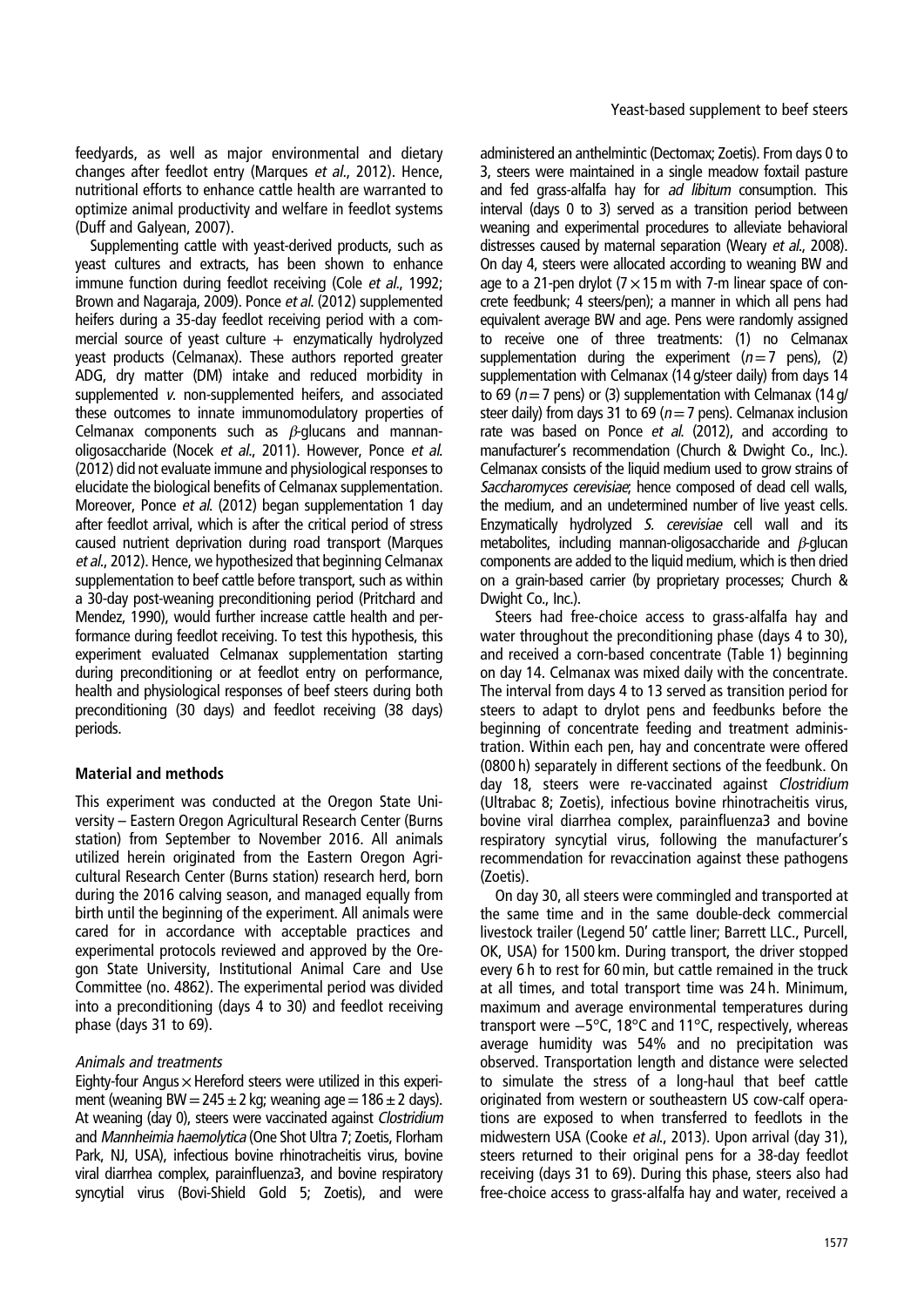feedyards, as well as major environmental and dietary changes after feedlot entry (Marques *et al*., 2012). Hence, nutritional efforts to enhance cattle health are warranted to optimize animal productivity and welfare in feedlot systems (Duff and Galyean, 2007).

Supplementing cattle with yeast-derived products, such as yeast cultures and extracts, has been shown to enhance immune function during feedlot receiving (Cole *et al*., 1992; Brown and Nagaraja, 2009). Ponce *et al*. (2012) supplemented heifers during a 35-day feedlot receiving period with a commercial source of yeast culture + enzymatically hydrolyzed yeast products (Celmanax). These authors reported greater ADG, dry matter (DM) intake and reduced morbidity in supplemented *v*. non-supplemented heifers, and associated these outcomes to innate immunomodulatory properties of Celmanax components such as $\beta$-glucans and mannan-oligosaccharide (Nocek *et al*., 2011). However, Ponce *et al*. (2012) did not evaluate immune and physiological responses to elucidate the biological benefits of Celmanax supplementation. Moreover, Ponce *et al*. (2012) began supplementation 1 day after feedlot arrival, which is after the critical period of stress caused nutrient deprivation during road transport (Marques *et al*., 2012). Hence, we hypothesized that beginning Celmanax supplementation to beef cattle before transport, such as within a 30-day post-weaning preconditioning period (Pritchard and Mendez, 1990), would further increase cattle health and performance during feedlot receiving. To test this hypothesis, this experiment evaluated Celmanax supplementation starting during preconditioning or at feedlot entry on performance, health and physiological responses of beef steers during both preconditioning (30 days) and feedlot receiving (38 days) periods.

## Material and methods

This experiment was conducted at the Oregon State University – Eastern Oregon Agricultural Research Center (Burns station) from September to November 2016. All animals utilized herein originated from the Eastern Oregon Agricultural Research Center (Burns station) research herd, born during the 2016 calving season, and managed equally from birth until the beginning of the experiment. All animals were cared for in accordance with acceptable practices and experimental protocols reviewed and approved by the Oregon State University, Institutional Animal Care and Use Committee (no. 4862). The experimental period was divided into a preconditioning (days 4 to 30) and feedlot receiving phase (days 31 to 69).

### *Animals and treatments*

Eighty-four Angus $\times$ Hereford steers were utilized in this experiment (weaning BW $= 245 \pm 2$ kg; weaning age $= 186 \pm 2$ days). At weaning (day 0), steers were vaccinated against *Clostridium* and *Mannheimia haemolytica* (One Shot Ultra 7; Zoetis, Florham Park, NJ, USA), infectious bovine rhinotracheitis virus, bovine viral diarrhea complex, parainfluenza3, and bovine respiratory syncytial virus (Bovi-Shield Gold 5; Zoetis), and were administered an anthelmintic (Dectomax; Zoetis). From days 0 to 3, steers were maintained in a single meadow foxtail pasture and fed grass-alfalfa hay for *ad libitum* consumption. This interval (days 0 to 3) served as a transition period between weaning and experimental procedures to alleviate behavioral distresses caused by maternal separation (Weary *et al*., 2008). On day 4, steers were allocated according to weaning BW and age to a 21-pen drylot ($7 \times 15$ m with 7-m linear space of concrete feedbunk; 4 steers/pen); a manner in which all pens had equivalent average BW and age. Pens were randomly assigned to receive one of three treatments: (1) no Celmanax supplementation during the experiment ($n = 7$ pens), (2) supplementation with Celmanax (14 g/steer daily) from days 14 to 69 ($n = 7$ pens) or (3) supplementation with Celmanax (14 g/steer daily) from days 31 to 69 ($n = 7$ pens). Celmanax inclusion rate was based on Ponce *et al*. (2012), and according to manufacturer's recommendation (Church & Dwight Co., Inc.). Celmanax consists of the liquid medium used to grow strains of *Saccharomyces cerevisiae*; hence composed of dead cell walls, the medium, and an undetermined number of live yeast cells. Enzymatically hydrolyzed *S. cerevisiae* cell wall and its metabolites, including mannan-oligosaccharide and $\beta$-glucan components are added to the liquid medium, which is then dried on a grain-based carrier (by proprietary processes; Church & Dwight Co., Inc.).

Steers had free-choice access to grass-alfalfa hay and water throughout the preconditioning phase (days 4 to 30), and received a corn-based concentrate (Table 1) beginning on day 14. Celmanax was mixed daily with the concentrate. The interval from days 4 to 13 served as transition period for steers to adapt to drylot pens and feedbunks before the beginning of concentrate feeding and treatment administration. Within each pen, hay and concentrate were offered (0800 h) separately in different sections of the feedbunk. On day 18, steers were re-vaccinated against *Clostridium* (Ultrabac 8; Zoetis), infectious bovine rhinotracheitis virus, bovine viral diarrhea complex, parainfluenza3 and bovine respiratory syncytial virus, following the manufacturer's recommendation for revaccination against these pathogens (Zoetis).

On day 30, all steers were commingled and transported at the same time and in the same double-deck commercial livestock trailer (Legend 50' cattle liner; Barrett LLC., Purcell, OK, USA) for 1500 km. During transport, the driver stopped every 6 h to rest for 60 min, but cattle remained in the truck at all times, and total transport time was 24 h. Minimum, maximum and average environmental temperatures during transport were −5°C, 18°C and 11°C, respectively, whereas average humidity was 54% and no precipitation was observed. Transportation length and distance were selected to simulate the stress of a long-haul that beef cattle originated from western or southeastern US cow-calf operations are exposed to when transferred to feedlots in the midwestern USA (Cooke *et al*., 2013). Upon arrival (day 31), steers returned to their original pens for a 38-day feedlot receiving (days 31 to 69). During this phase, steers also had free-choice access to grass-alfalfa hay and water, received a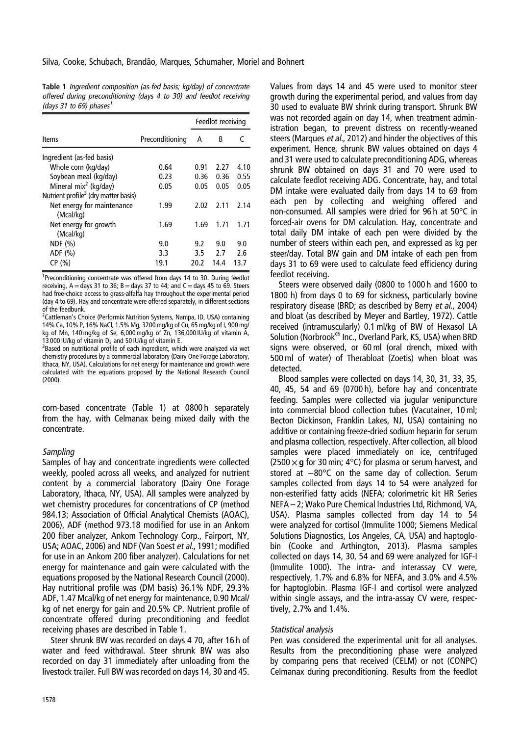**Table 1** *Ingredient composition (as-fed basis; kg/day) of concentrate offered during preconditioning (days 4 to 30) and feedlot receiving (days 31 to 69) phases*[1]

| Items | Preconditioning | Feedlot receiving | | |
|---|---|---|---|---|
| | | A | B | C |
| Ingredient (as-fed basis) | | | | |
| Whole corn (kg/day) | 0.64 | 0.91 | 2.27 | 4.10 |
| Soybean meal (kg/day) | 0.23 | 0.36 | 0.36 | 0.55 |
| Mineral mix[2] (kg/day) | 0.05 | 0.05 | 0.05 | 0.05 |
| Nutrient profile[3] (dry matter basis) | | | | |
| Net energy for maintenance (Mcal/kg) | 1.99 | 2.02 | 2.11 | 2.14 |
| Net energy for growth (Mcal/kg) | 1.69 | 1.69 | 1.71 | 1.71 |
| NDF (%) | 9.0 | 9.2 | 9.0 | 9.0 |
| ADF (%) | 3.3 | 3.5 | 2.7 | 2.6 |
| CP (%) | 19.1 | 20.2 | 14.4 | 13.7 |

[1]Preconditioning concentrate was offered from days 14 to 30. During feedlot receiving, A = days 31 to 36; B = days 37 to 44; and C = days 45 to 69. Steers had free-choice access to grass-alfalfa hay throughout the experimental period (day 4 to 69). Hay and concentrate were offered separately, in different sections of the feedbunk.

[2]Cattleman's Choice (Performix Nutrition Systems, Nampa, ID, USA) containing 14% Ca, 10% P, 16% NaCl, 1.5% Mg, 3200 mg/kg of Cu, 65 mg/kg of I, 900 mg/kg of Mn, 140 mg/kg of Se, 6,000 mg/kg of Zn, 136,000 IU/kg of vitamin A, 13 000 IU/kg of vitamin $D_3$ and 50 IU/kg of vitamin E.

[3]Based on nutritional profile of each ingredient, which were analyzed via wet chemistry procedures by a commercial laboratory (Dairy One Forage Laboratory, Ithaca, NY, USA). Calculations for net energy for maintenance and growth were calculated with the equations proposed by the National Research Council (2000).

corn-based concentrate (Table 1) at 0800 h separately from the hay, with Celmanax being mixed daily with the concentrate.

### *Sampling*

Samples of hay and concentrate ingredients were collected weekly, pooled across all weeks, and analyzed for nutrient content by a commercial laboratory (Dairy One Forage Laboratory, Ithaca, NY, USA). All samples were analyzed by wet chemistry procedures for concentrations of CP (method 984.13; Association of Official Analytical Chemists (AOAC), 2006), ADF (method 973.18 modified for use in an Ankom 200 fiber analyzer, Ankom Technology Corp., Fairport, NY, USA; AOAC, 2006) and NDF (Van Soest *et al.*, 1991; modified for use in an Ankom 200 fiber analyzer). Calculations for net energy for maintenance and gain were calculated with the equations proposed by the National Research Council (2000). Hay nutritional profile was (DM basis) 36.1% NDF, 29.3% ADF, 1.47 Mcal/kg of net energy for maintenance, 0.90 Mcal/kg of net energy for gain and 20.5% CP. Nutrient profile of concentrate offered during preconditioning and feedlot receiving phases are described in Table 1.

Steer shrunk BW was recorded on days 4 70, after 16 h of water and feed withdrawal. Steer shrunk BW was also recorded on day 31 immediately after unloading from the livestock trailer. Full BW was recorded on days 14, 30 and 45. Values from days 14 and 45 were used to monitor steer growth during the experimental period, and values from day 30 used to evaluate BW shrink during transport. Shrunk BW was not recorded again on day 14, when treatment administration began, to prevent distress on recently-weaned steers (Marques *et al.*, 2012) and hinder the objectives of this experiment. Hence, shrunk BW values obtained on days 4 and 31 were used to calculate preconditioning ADG, whereas shrunk BW obtained on days 31 and 70 were used to calculate feedlot receiving ADG. Concentrate, hay, and total DM intake were evaluated daily from days 14 to 69 from each pen by collecting and weighing offered and non-consumed. All samples were dried for 96 h at 50°C in forced-air ovens for DM calculation. Hay, concentrate and total daily DM intake of each pen were divided by the number of steers within each pen, and expressed as kg per steer/day. Total BW gain and DM intake of each pen from days 31 to 69 were used to calculate feed efficiency during feedlot receiving.

Steers were observed daily (0800 to 1000 h and 1600 to 1800 h) from days 0 to 69 for sickness, particularly bovine respiratory disease (BRD; as described by Berry *et al.*, 2004) and bloat (as described by Meyer and Bartley, 1972). Cattle received (intramuscularly) 0.1 ml/kg of BW of Hexasol LA Solution (Norbrook® Inc., Overland Park, KS, USA) when BRD signs were observed, or 60 ml (oral drench, mixed with 500 ml of water) of Therabloat (Zoetis) when bloat was detected.

Blood samples were collected on days 14, 30, 31, 33, 35, 40, 45, 54 and 69 (0700 h), before hay and concentrate feeding. Samples were collected via jugular venipuncture into commercial blood collection tubes (Vacutainer, 10 ml; Becton Dickinson, Franklin Lakes, NJ, USA) containing no additive or containing freeze-dried sodium heparin for serum and plasma collection, respectively. After collection, all blood samples were placed immediately on ice, centrifuged (2500 × **g** for 30 min; 4°C) for plasma or serum harvest, and stored at −80°C on the same day of collection. Serum samples collected from days 14 to 54 were analyzed for non-esterified fatty acids (NEFA; colorimetric kit HR Series NEFA – 2; Wako Pure Chemical Industries Ltd, Richmond, VA, USA). Plasma samples collected from day 14 to 54 were analyzed for cortisol (Immulite 1000; Siemens Medical Solutions Diagnostics, Los Angeles, CA, USA) and haptoglobin (Cooke and Arthington, 2013). Plasma samples collected on days 14, 30, 54 and 69 were analyzed for IGF-I (Immulite 1000). The intra- and interassay CV were, respectively, 1.7% and 6.8% for NEFA, and 3.0% and 4.5% for haptoglobin. Plasma IGF-I and cortisol were analyzed within single assays, and the intra-assay CV were, respectively, 2.7% and 1.4%.

### *Statistical analysis*

Pen was considered the experimental unit for all analyses. Results from the preconditioning phase were analyzed by comparing pens that received (CELM) or not (CONPC) Celmanax during preconditioning. Results from the feedlot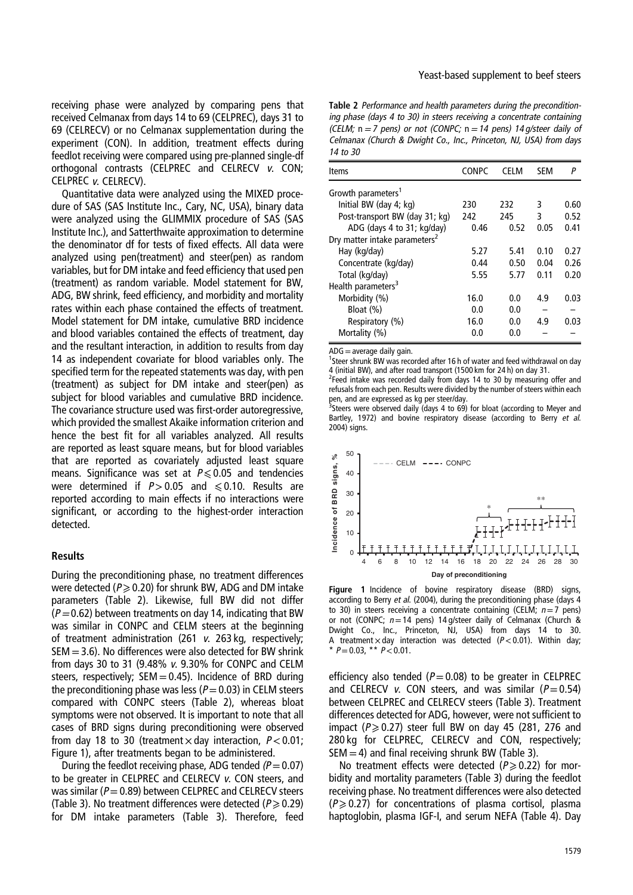receiving phase were analyzed by comparing pens that received Celmanax from days 14 to 69 (CELPREC), days 31 to 69 (CELRECV) or no Celmanax supplementation during the experiment (CON). In addition, treatment effects during feedlot receiving were compared using pre-planned single-df orthogonal contrasts (CELPREC and CELRECV *v.* CON; CELPREC *v.* CELRECV).

Quantitative data were analyzed using the MIXED procedure of SAS (SAS Institute Inc., Cary, NC, USA), binary data were analyzed using the GLIMMIX procedure of SAS (SAS Institute Inc.), and Satterthwaite approximation to determine the denominator df for tests of fixed effects. All data were analyzed using pen(treatment) and steer(pen) as random variables, but for DM intake and feed efficiency that used pen (treatment) as random variable. Model statement for BW, ADG, BW shrink, feed efficiency, and morbidity and mortality rates within each phase contained the effects of treatment. Model statement for DM intake, cumulative BRD incidence and blood variables contained the effects of treatment, day and the resultant interaction, in addition to results from day 14 as independent covariate for blood variables only. The specified term for the repeated statements was day, with pen (treatment) as subject for DM intake and steer(pen) as subject for blood variables and cumulative BRD incidence. The covariance structure used was first-order autoregressive, which provided the smallest Akaike information criterion and hence the best fit for all variables analyzed. All results are reported as least square means, but for blood variables that are reported as covariately adjusted least square means. Significance was set at $P \leqslant 0.05$ and tendencies were determined if $P > 0.05$ and $\leqslant 0.10$. Results are reported according to main effects if no interactions were significant, or according to the highest-order interaction detected.

## Results

During the preconditioning phase, no treatment differences were detected ($P \geqslant 0.20$) for shrunk BW, ADG and DM intake parameters (Table 2). Likewise, full BW did not differ ($P = 0.62$) between treatments on day 14, indicating that BW was similar in CONPC and CELM steers at the beginning of treatment administration (261 *v.* 263 kg, respectively; SEM = 3.6). No differences were also detected for BW shrink from days 30 to 31 (9.48% *v.* 9.30% for CONPC and CELM steers, respectively; SEM = 0.45). Incidence of BRD during the preconditioning phase was less ($P = 0.03$) in CELM steers compared with CONPC steers (Table 2), whereas bloat symptoms were not observed. It is important to note that all cases of BRD signs during preconditioning were observed from day 18 to 30 (treatment × day interaction, $P < 0.01$; Figure 1), after treatments began to be administered.

During the feedlot receiving phase, ADG tended ($P = 0.07$) to be greater in CELPREC and CELRECV *v.* CON steers, and was similar ($P = 0.89$) between CELPREC and CELRECV steers (Table 3). No treatment differences were detected ($P \geqslant 0.29$) for DM intake parameters (Table 3). Therefore, feed

**Table 2** *Performance and health parameters during the preconditioning phase (days 4 to 30) in steers receiving a concentrate containing (CELM; n = 7 pens) or not (CONPC; n = 14 pens) 14 g/steer daily of Celmanax (Church & Dwight Co., Inc., Princeton, NJ, USA) from days 14 to 30*

| Items | CONPC | CELM | SEM | P |
|---|---|---|---|---|
| Growth parameters[1] | | | | |
| Initial BW (day 4; kg) | 230 | 232 | 3 | 0.60 |
| Post-transport BW (day 31; kg) | 242 | 245 | 3 | 0.52 |
| ADG (days 4 to 31; kg/day) | 0.46 | 0.52 | 0.05 | 0.41 |
| Dry matter intake parameters[2] | | | | |
| Hay (kg/day) | 5.27 | 5.41 | 0.10 | 0.27 |
| Concentrate (kg/day) | 0.44 | 0.50 | 0.04 | 0.26 |
| Total (kg/day) | 5.55 | 5.77 | 0.11 | 0.20 |
| Health parameters[3] | | | | |
| Morbidity (%) | 16.0 | 0.0 | 4.9 | 0.03 |
| Bloat (%) | 0.0 | 0.0 | – | – |
| Respiratory (%) | 16.0 | 0.0 | 4.9 | 0.03 |
| Mortality (%) | 0.0 | 0.0 | – | – |

ADG = average daily gain.
[1]Steer shrunk BW was recorded after 16 h of water and feed withdrawal on day 4 (initial BW), and after road transport (1500 km for 24 h) on day 31.
[2]Feed intake was recorded daily from days 14 to 30 by measuring offer and refusals from each pen. Results were divided by the number of steers within each pen, and are expressed as kg per steer/day.
[3]Steers were observed daily (days 4 to 69) for bloat (according to Meyer and Bartley, 1972) and bovine respiratory disease (according to Berry *et al.* 2004) signs.

**Figure 1** Incidence of bovine respiratory disease (BRD) signs, according to Berry *et al.* (2004), during the preconditioning phase (days 4 to 30) in steers receiving a concentrate containing (CELM; $n = 7$ pens) or not (CONPC; $n = 14$ pens) 14 g/steer daily of Celmanax (Church & Dwight Co., Inc., Princeton, NJ, USA) from days 14 to 30. A treatment × day interaction was detected ($P < 0.01$). Within day; * $P = 0.03$, ** $P < 0.01$.

efficiency also tended ($P = 0.08$) to be greater in CELPREC and CELRECV *v.* CON steers, and was similar ($P = 0.54$) between CELPREC and CELRECV steers (Table 3). Treatment differences detected for ADG, however, were not sufficient to impact ($P \geqslant 0.27$) steer full BW on day 45 (281, 276 and 280 kg for CELPREC, CELRECV and CON, respectively; SEM = 4) and final receiving shrunk BW (Table 3).

No treatment effects were detected ($P \geqslant 0.22$) for morbidity and mortality parameters (Table 3) during the feedlot receiving phase. No treatment differences were also detected ($P \geqslant 0.27$) for concentrations of plasma cortisol, plasma haptoglobin, plasma IGF-I, and serum NEFA (Table 4). Day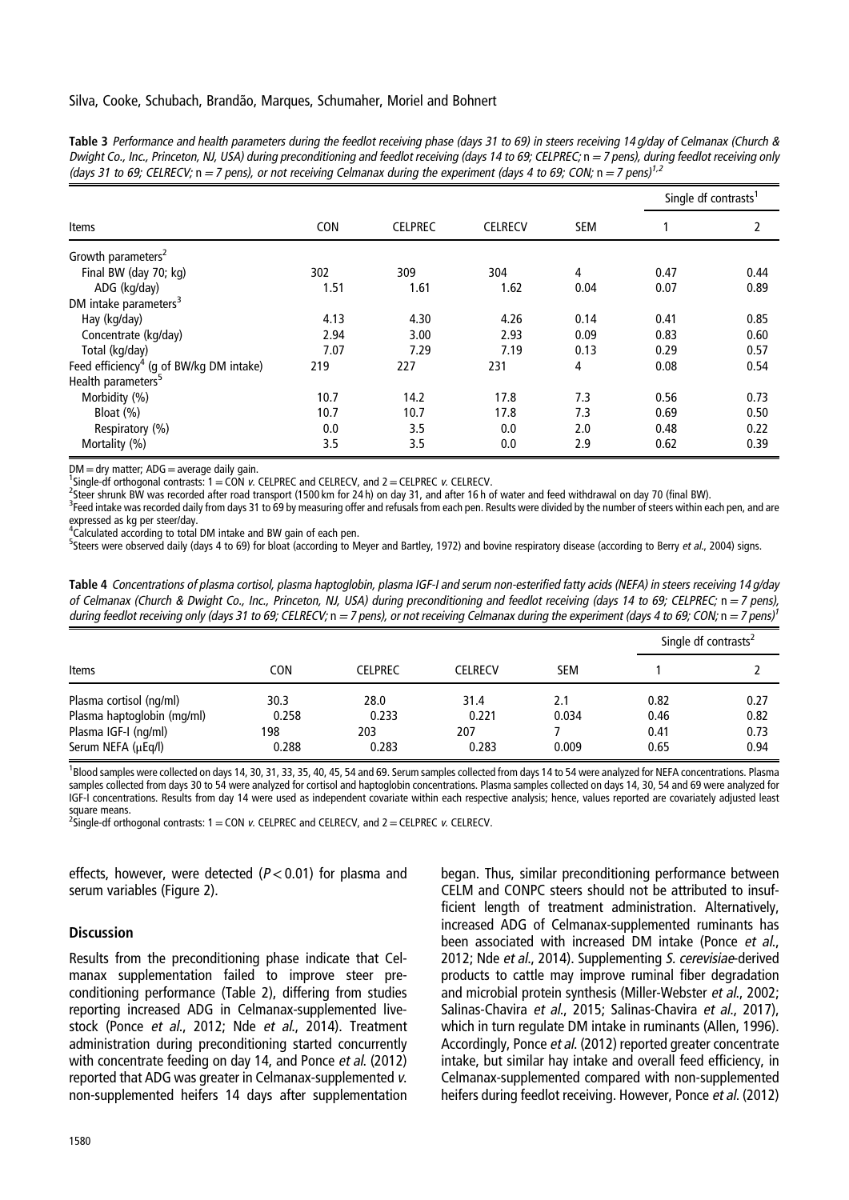**Table 3** *Performance and health parameters during the feedlot receiving phase (days 31 to 69) in steers receiving 14 g/day of Celmanax (Church & Dwight Co., Inc., Princeton, NJ, USA) during preconditioning and feedlot receiving (days 14 to 69; CELPREC;* n = 7 *pens), during feedlot receiving only (days 31 to 69; CELRECV;* n = 7 *pens), or not receiving Celmanax during the experiment (days 4 to 69; CON;* n = 7 *pens)*[1,2]

| Items | CON | CELPREC | CELRECV | SEM | Single df contrasts[1] | |
|---|---|---|---|---|---|---|
| | | | | | 1 | 2 |
| Growth parameters[2] | | | | | | |
| Final BW (day 70; kg) | 302 | 309 | 304 | 4 | 0.47 | 0.44 |
| ADG (kg/day) | 1.51 | 1.61 | 1.62 | 0.04 | 0.07 | 0.89 |
| DM intake parameters[3] | | | | | | |
| Hay (kg/day) | 4.13 | 4.30 | 4.26 | 0.14 | 0.41 | 0.85 |
| Concentrate (kg/day) | 2.94 | 3.00 | 2.93 | 0.09 | 0.83 | 0.60 |
| Total (kg/day) | 7.07 | 7.29 | 7.19 | 0.13 | 0.29 | 0.57 |
| Feed efficiency[4] (g of BW/kg DM intake) | 219 | 227 | 231 | 4 | 0.08 | 0.54 |
| Health parameters[5] | | | | | | |
| Morbidity (%) | 10.7 | 14.2 | 17.8 | 7.3 | 0.56 | 0.73 |
| Bloat (%) | 10.7 | 10.7 | 17.8 | 7.3 | 0.69 | 0.50 |
| Respiratory (%) | 0.0 | 3.5 | 0.0 | 2.0 | 0.48 | 0.22 |
| Mortality (%) | 3.5 | 3.5 | 0.0 | 2.9 | 0.62 | 0.39 |

DM = dry matter; ADG = average daily gain.
[1]Single-df orthogonal contrasts: 1 = CON *v.* CELPREC and CELRECV, and 2 = CELPREC *v.* CELRECV.
[2]Steer shrunk BW was recorded after road transport (1500 km for 24 h) on day 31, and after 16 h of water and feed withdrawal on day 70 (final BW).
[3]Feed intake was recorded daily from days 31 to 69 by measuring offer and refusals from each pen. Results were divided by the number of steers within each pen, and are expressed as kg per steer/day.
[4]Calculated according to total DM intake and BW gain of each pen.
[5]Steers were observed daily (days 4 to 69) for bloat (according to Meyer and Bartley, 1972) and bovine respiratory disease (according to Berry *et al.*, 2004) signs.

**Table 4** *Concentrations of plasma cortisol, plasma haptoglobin, plasma IGF-I and serum non-esterified fatty acids (NEFA) in steers receiving 14 g/day of Celmanax (Church & Dwight Co., Inc., Princeton, NJ, USA) during preconditioning and feedlot receiving (days 14 to 69; CELPREC;* n = 7 *pens), during feedlot receiving only (days 31 to 69; CELRECV;* n = 7 *pens), or not receiving Celmanax during the experiment (days 4 to 69; CON;* n = 7 *pens)*[1]

| Items | CON | CELPREC | CELRECV | SEM | Single df contrasts[2] | |
|---|---|---|---|---|---|---|
| | | | | | 1 | 2 |
| Plasma cortisol (ng/ml) | 30.3 | 28.0 | 31.4 | 2.1 | 0.82 | 0.27 |
| Plasma haptoglobin (mg/ml) | 0.258 | 0.233 | 0.221 | 0.034 | 0.46 | 0.82 |
| Plasma IGF-I (ng/ml) | 198 | 203 | 207 | 7 | 0.41 | 0.73 |
| Serum NEFA (μEq/l) | 0.288 | 0.283 | 0.283 | 0.009 | 0.65 | 0.94 |

[1]Blood samples were collected on days 14, 30, 31, 33, 35, 40, 45, 54 and 69. Serum samples collected from days 14 to 54 were analyzed for NEFA concentrations. Plasma samples collected from days 30 to 54 were analyzed for cortisol and haptoglobin concentrations. Plasma samples collected on days 14, 30, 54 and 69 were analyzed for IGF-I concentrations. Results from day 14 were used as independent covariate within each respective analysis; hence, values reported are covariately adjusted least square means.
[2]Single-df orthogonal contrasts: 1 = CON *v.* CELPREC and CELRECV, and 2 = CELPREC *v.* CELRECV.

effects, however, were detected ($P < 0.01$) for plasma and serum variables (Figure 2).

## Discussion

Results from the preconditioning phase indicate that Celmanax supplementation failed to improve steer preconditioning performance (Table 2), differing from studies reporting increased ADG in Celmanax-supplemented livestock (Ponce *et al.*, 2012; Nde *et al.*, 2014). Treatment administration during preconditioning started concurrently with concentrate feeding on day 14, and Ponce *et al.* (2012) reported that ADG was greater in Celmanax-supplemented *v.* non-supplemented heifers 14 days after supplementation began. Thus, similar preconditioning performance between CELM and CONPC steers should not be attributed to insufficient length of treatment administration. Alternatively, increased ADG of Celmanax-supplemented ruminants has been associated with increased DM intake (Ponce *et al.*, 2012; Nde *et al.*, 2014). Supplementing *S. cerevisiae*-derived products to cattle may improve ruminal fiber degradation and microbial protein synthesis (Miller-Webster *et al.*, 2002; Salinas-Chavira *et al.*, 2015; Salinas-Chavira *et al.*, 2017), which in turn regulate DM intake in ruminants (Allen, 1996). Accordingly, Ponce *et al.* (2012) reported greater concentrate intake, but similar hay intake and overall feed efficiency, in Celmanax-supplemented compared with non-supplemented heifers during feedlot receiving. However, Ponce *et al.* (2012)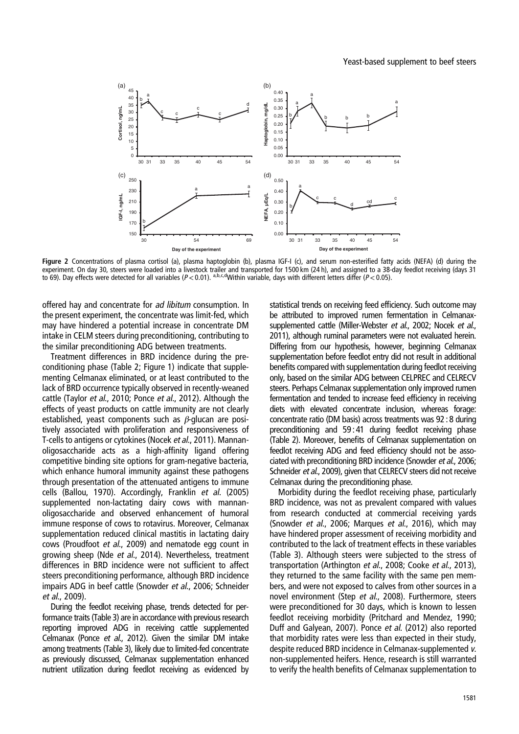**Figure 2** Concentrations of plasma cortisol (a), plasma haptoglobin (b), plasma IGF-I (c), and serum non-esterified fatty acids (NEFA) (d) during the experiment. On day 30, steers were loaded into a livestock trailer and transported for 1500 km (24 h), and assigned to a 38-day feedlot receiving (days 31 to 69). Day effects were detected for all variables ($P < 0.01$). [a,b,c,d]Within variable, days with different letters differ ($P < 0.05$).

offered hay and concentrate for *ad libitum* consumption. In the present experiment, the concentrate was limit-fed, which may have hindered a potential increase in concentrate DM intake in CELM steers during preconditioning, contributing to the similar preconditioning ADG between treatments.

Treatment differences in BRD incidence during the preconditioning phase (Table 2; Figure 1) indicate that supplementing Celmanax eliminated, or at least contributed to the lack of BRD occurrence typically observed in recently-weaned cattle (Taylor *et al.*, 2010; Ponce *et al.*, 2012). Although the effects of yeast products on cattle immunity are not clearly established, yeast components such as $\beta$-glucan are positively associated with proliferation and responsiveness of T-cells to antigens or cytokines (Nocek *et al.*, 2011). Mannan-oligosaccharide acts as a high-affinity ligand offering competitive binding site options for gram-negative bacteria, which enhance humoral immunity against these pathogens through presentation of the attenuated antigens to immune cells (Ballou, 1970). Accordingly, Franklin *et al.* (2005) supplemented non-lactating dairy cows with mannan-oligosaccharide and observed enhancement of humoral immune response of cows to rotavirus. Moreover, Celmanax supplementation reduced clinical mastitis in lactating dairy cows (Proudfoot *et al.*, 2009) and nematode egg count in growing sheep (Nde *et al.*, 2014). Nevertheless, treatment differences in BRD incidence were not sufficient to affect steers preconditioning performance, although BRD incidence impairs ADG in beef cattle (Snowder *et al.*, 2006; Schneider *et al.*, 2009).

During the feedlot receiving phase, trends detected for performance traits (Table 3) are in accordance with previous research reporting improved ADG in receiving cattle supplemented Celmanax (Ponce *et al.*, 2012). Given the similar DM intake among treatments (Table 3), likely due to limited-fed concentrate as previously discussed, Celmanax supplementation enhanced nutrient utilization during feedlot receiving as evidenced by statistical trends on receiving feed efficiency. Such outcome may be attributed to improved rumen fermentation in Celmanax-supplemented cattle (Miller-Webster *et al.*, 2002; Nocek *et al.*, 2011), although ruminal parameters were not evaluated herein. Differing from our hypothesis, however, beginning Celmanax supplementation before feedlot entry did not result in additional benefits compared with supplementation during feedlot receiving only, based on the similar ADG between CELPREC and CELRECV steers. Perhaps Celmanax supplementation only improved rumen fermentation and tended to increase feed efficiency in receiving diets with elevated concentrate inclusion, whereas forage: concentrate ratio (DM basis) across treatments was 92 : 8 during preconditioning and 59 : 41 during feedlot receiving phase (Table 2). Moreover, benefits of Celmanax supplementation on feedlot receiving ADG and feed efficiency should not be associated with preconditioning BRD incidence (Snowder *et al.*, 2006; Schneider *et al.*, 2009), given that CELRECV steers did not receive Celmanax during the preconditioning phase.

Morbidity during the feedlot receiving phase, particularly BRD incidence, was not as prevalent compared with values from research conducted at commercial receiving yards (Snowder *et al.*, 2006; Marques *et al.*, 2016), which may have hindered proper assessment of receiving morbidity and contributed to the lack of treatment effects in these variables (Table 3). Although steers were subjected to the stress of transportation (Arthington *et al.*, 2008; Cooke *et al.*, 2013), they returned to the same facility with the same pen members, and were not exposed to calves from other sources in a novel environment (Step *et al.*, 2008). Furthermore, steers were preconditioned for 30 days, which is known to lessen feedlot receiving morbidity (Pritchard and Mendez, 1990; Duff and Galyean, 2007). Ponce *et al.* (2012) also reported that morbidity rates were less than expected in their study, despite reduced BRD incidence in Celmanax-supplemented *v.* non-supplemented heifers. Hence, research is still warranted to verify the health benefits of Celmanax supplementation to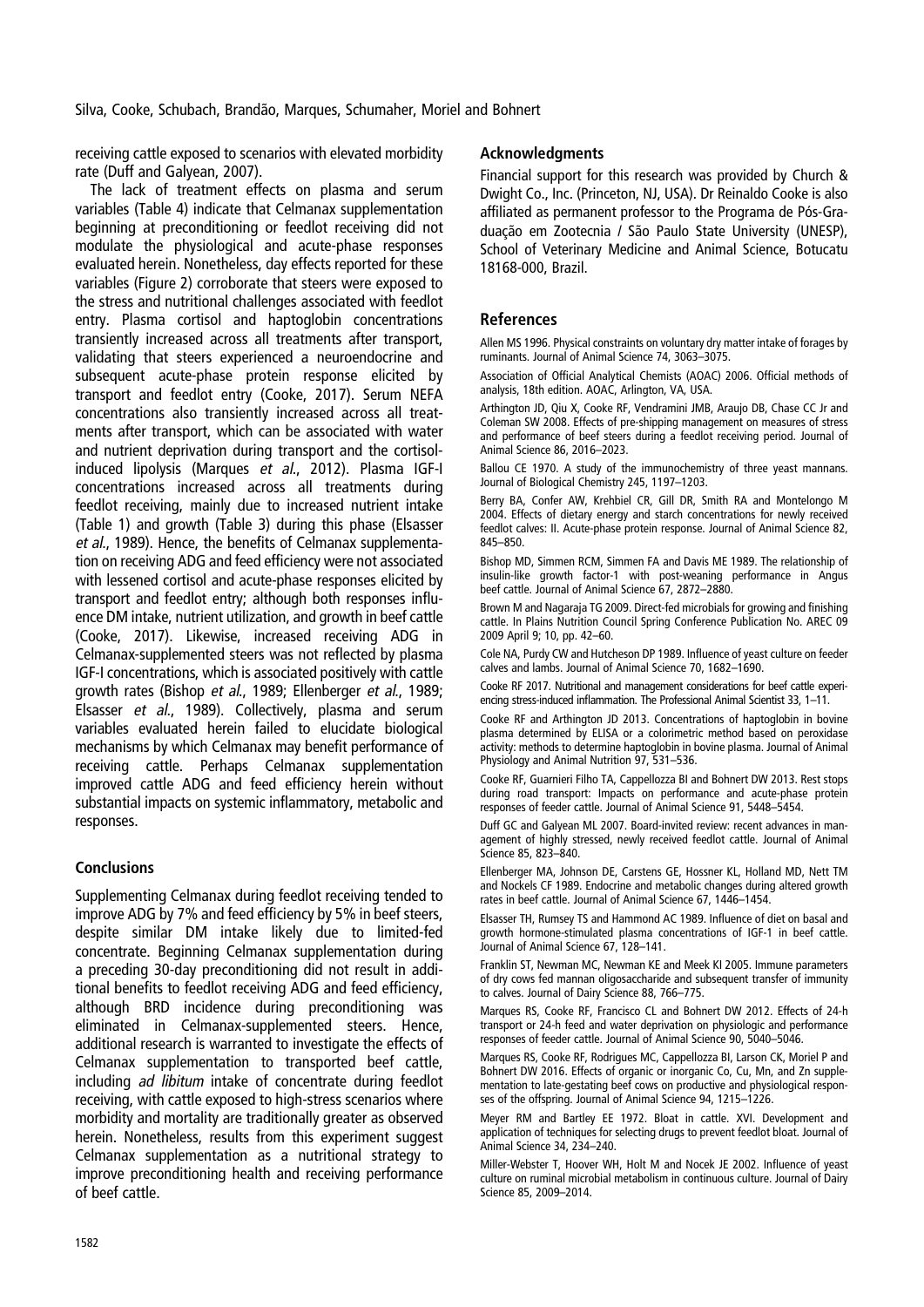receiving cattle exposed to scenarios with elevated morbidity rate (Duff and Galyean, 2007).

The lack of treatment effects on plasma and serum variables (Table 4) indicate that Celmanax supplementation beginning at preconditioning or feedlot receiving did not modulate the physiological and acute-phase responses evaluated herein. Nonetheless, day effects reported for these variables (Figure 2) corroborate that steers were exposed to the stress and nutritional challenges associated with feedlot entry. Plasma cortisol and haptoglobin concentrations transiently increased across all treatments after transport, validating that steers experienced a neuroendocrine and subsequent acute-phase protein response elicited by transport and feedlot entry (Cooke, 2017). Serum NEFA concentrations also transiently increased across all treatments after transport, which can be associated with water and nutrient deprivation during transport and the cortisol-induced lipolysis (Marques *et al*., 2012). Plasma IGF-I concentrations increased across all treatments during feedlot receiving, mainly due to increased nutrient intake (Table 1) and growth (Table 3) during this phase (Elsasser *et al*., 1989). Hence, the benefits of Celmanax supplementation on receiving ADG and feed efficiency were not associated with lessened cortisol and acute-phase responses elicited by transport and feedlot entry; although both responses influence DM intake, nutrient utilization, and growth in beef cattle (Cooke, 2017). Likewise, increased receiving ADG in Celmanax-supplemented steers was not reflected by plasma IGF-I concentrations, which is associated positively with cattle growth rates (Bishop *et al*., 1989; Ellenberger *et al*., 1989; Elsasser *et al*., 1989). Collectively, plasma and serum variables evaluated herein failed to elucidate biological mechanisms by which Celmanax may benefit performance of receiving cattle. Perhaps Celmanax supplementation improved cattle ADG and feed efficiency herein without substantial impacts on systemic inflammatory, metabolic and responses.

## Conclusions

Supplementing Celmanax during feedlot receiving tended to improve ADG by 7% and feed efficiency by 5% in beef steers, despite similar DM intake likely due to limited-fed concentrate. Beginning Celmanax supplementation during a preceding 30-day preconditioning did not result in additional benefits to feedlot receiving ADG and feed efficiency, although BRD incidence during preconditioning was eliminated in Celmanax-supplemented steers. Hence, additional research is warranted to investigate the effects of Celmanax supplementation to transported beef cattle, including *ad libitum* intake of concentrate during feedlot receiving, with cattle exposed to high-stress scenarios where morbidity and mortality are traditionally greater as observed herein. Nonetheless, results from this experiment suggest Celmanax supplementation as a nutritional strategy to improve preconditioning health and receiving performance of beef cattle.

## Acknowledgments

Financial support for this research was provided by Church & Dwight Co., Inc. (Princeton, NJ, USA). Dr Reinaldo Cooke is also affiliated as permanent professor to the Programa de Pós-Graduação em Zootecnia / São Paulo State University (UNESP), School of Veterinary Medicine and Animal Science, Botucatu 18168-000, Brazil.

## References

Allen MS 1996. Physical constraints on voluntary dry matter intake of forages by ruminants. Journal of Animal Science 74, 3063–3075.

Association of Official Analytical Chemists (AOAC) 2006. Official methods of analysis, 18th edition. AOAC, Arlington, VA, USA.

Arthington JD, Qiu X, Cooke RF, Vendramini JMB, Araujo DB, Chase CC Jr and Coleman SW 2008. Effects of pre-shipping management on measures of stress and performance of beef steers during a feedlot receiving period. Journal of Animal Science 86, 2016–2023.

Ballou CE 1970. A study of the immunochemistry of three yeast mannans. Journal of Biological Chemistry 245, 1197–1203.

Berry BA, Confer AW, Krehbiel CR, Gill DR, Smith RA and Montelongo M 2004. Effects of dietary energy and starch concentrations for newly received feedlot calves: II. Acute-phase protein response. Journal of Animal Science 82, 845–850.

Bishop MD, Simmen RCM, Simmen FA and Davis ME 1989. The relationship of insulin-like growth factor-1 with post-weaning performance in Angus beef cattle. Journal of Animal Science 67, 2872–2880.

Brown M and Nagaraja TG 2009. Direct-fed microbials for growing and finishing cattle. In Plains Nutrition Council Spring Conference Publication No. AREC 09 2009 April 9; 10, pp. 42–60.

Cole NA, Purdy CW and Hutcheson DP 1989. Influence of yeast culture on feeder calves and lambs. Journal of Animal Science 70, 1682–1690.

Cooke RF 2017. Nutritional and management considerations for beef cattle experiencing stress-induced inflammation. The Professional Animal Scientist 33, 1–11.

Cooke RF and Arthington JD 2013. Concentrations of haptoglobin in bovine plasma determined by ELISA or a colorimetric method based on peroxidase activity: methods to determine haptoglobin in bovine plasma. Journal of Animal Physiology and Animal Nutrition 97, 531–536.

Cooke RF, Guarnieri Filho TA, Cappellozza BI and Bohnert DW 2013. Rest stops during road transport: Impacts on performance and acute-phase protein responses of feeder cattle. Journal of Animal Science 91, 5448–5454.

Duff GC and Galyean ML 2007. Board-invited review: recent advances in management of highly stressed, newly received feedlot cattle. Journal of Animal Science 85, 823–840.

Ellenberger MA, Johnson DE, Carstens GE, Hossner KL, Holland MD, Nett TM and Nockels CF 1989. Endocrine and metabolic changes during altered growth rates in beef cattle. Journal of Animal Science 67, 1446–1454.

Elsasser TH, Rumsey TS and Hammond AC 1989. Influence of diet on basal and growth hormone-stimulated plasma concentrations of IGF-1 in beef cattle. Journal of Animal Science 67, 128–141.

Franklin ST, Newman MC, Newman KE and Meek KI 2005. Immune parameters of dry cows fed mannan oligosaccharide and subsequent transfer of immunity to calves. Journal of Dairy Science 88, 766–775.

Marques RS, Cooke RF, Francisco CL and Bohnert DW 2012. Effects of 24-h transport or 24-h feed and water deprivation on physiologic and performance responses of feeder cattle. Journal of Animal Science 90, 5040–5046.

Marques RS, Cooke RF, Rodrigues MC, Cappellozza BI, Larson CK, Moriel P and Bohnert DW 2016. Effects of organic or inorganic Co, Cu, Mn, and Zn supplementation to late-gestating beef cows on productive and physiological responses of the offspring. Journal of Animal Science 94, 1215–1226.

Meyer RM and Bartley EE 1972. Bloat in cattle. XVI. Development and application of techniques for selecting drugs to prevent feedlot bloat. Journal of Animal Science 34, 234–240.

Miller-Webster T, Hoover WH, Holt M and Nocek JE 2002. Influence of yeast culture on ruminal microbial metabolism in continuous culture. Journal of Dairy Science 85, 2009–2014.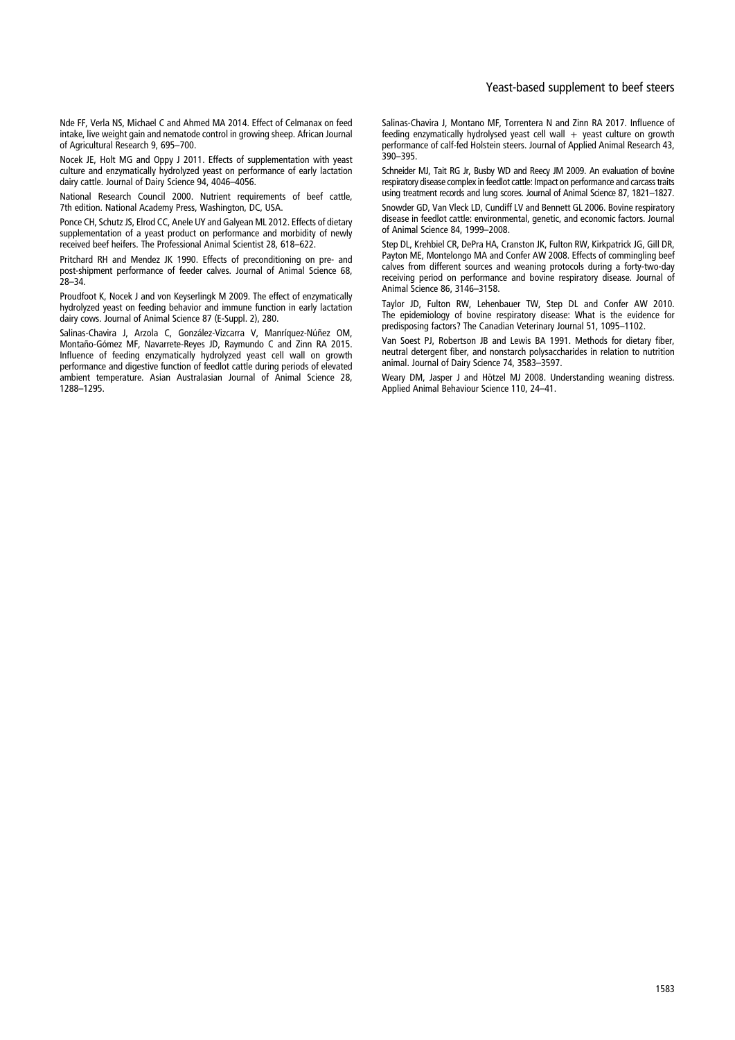Nde FF, Verla NS, Michael C and Ahmed MA 2014. Effect of Celmanax on feed intake, live weight gain and nematode control in growing sheep. African Journal of Agricultural Research 9, 695–700.

Nocek JE, Holt MG and Oppy J 2011. Effects of supplementation with yeast culture and enzymatically hydrolyzed yeast on performance of early lactation dairy cattle. Journal of Dairy Science 94, 4046–4056.

National Research Council 2000. Nutrient requirements of beef cattle, 7th edition. National Academy Press, Washington, DC, USA.

Ponce CH, Schutz JS, Elrod CC, Anele UY and Galyean ML 2012. Effects of dietary supplementation of a yeast product on performance and morbidity of newly received beef heifers. The Professional Animal Scientist 28, 618–622.

Pritchard RH and Mendez JK 1990. Effects of preconditioning on pre- and post-shipment performance of feeder calves. Journal of Animal Science 68, 28–34.

Proudfoot K, Nocek J and von Keyserlingk M 2009. The effect of enzymatically hydrolyzed yeast on feeding behavior and immune function in early lactation dairy cows. Journal of Animal Science 87 (E-Suppl. 2), 280.

Salinas-Chavira J, Arzola C, González-Vizcarra V, Manríquez-Núñez OM, Montaño-Gómez MF, Navarrete-Reyes JD, Raymundo C and Zinn RA 2015. Influence of feeding enzymatically hydrolyzed yeast cell wall on growth performance and digestive function of feedlot cattle during periods of elevated ambient temperature. Asian Australasian Journal of Animal Science 28, 1288–1295.

Salinas-Chavira J, Montano MF, Torrentera N and Zinn RA 2017. Influence of feeding enzymatically hydrolysed yeast cell wall + yeast culture on growth performance of calf-fed Holstein steers. Journal of Applied Animal Research 43, 390–395.

Schneider MJ, Tait RG Jr, Busby WD and Reecy JM 2009. An evaluation of bovine respiratory disease complex in feedlot cattle: Impact on performance and carcass traits using treatment records and lung scores. Journal of Animal Science 87, 1821–1827.

Snowder GD, Van Vleck LD, Cundiff LV and Bennett GL 2006. Bovine respiratory disease in feedlot cattle: environmental, genetic, and economic factors. Journal of Animal Science 84, 1999–2008.

Step DL, Krehbiel CR, DePra HA, Cranston JK, Fulton RW, Kirkpatrick JG, Gill DR, Payton ME, Montelongo MA and Confer AW 2008. Effects of commingling beef calves from different sources and weaning protocols during a forty-two-day receiving period on performance and bovine respiratory disease. Journal of Animal Science 86, 3146–3158.

Taylor JD, Fulton RW, Lehenbauer TW, Step DL and Confer AW 2010. The epidemiology of bovine respiratory disease: What is the evidence for predisposing factors? The Canadian Veterinary Journal 51, 1095–1102.

Van Soest PJ, Robertson JB and Lewis BA 1991. Methods for dietary fiber, neutral detergent fiber, and nonstarch polysaccharides in relation to nutrition animal. Journal of Dairy Science 74, 3583–3597.

Weary DM, Jasper J and Hötzel MJ 2008. Understanding weaning distress. Applied Animal Behaviour Science 110, 24–41.